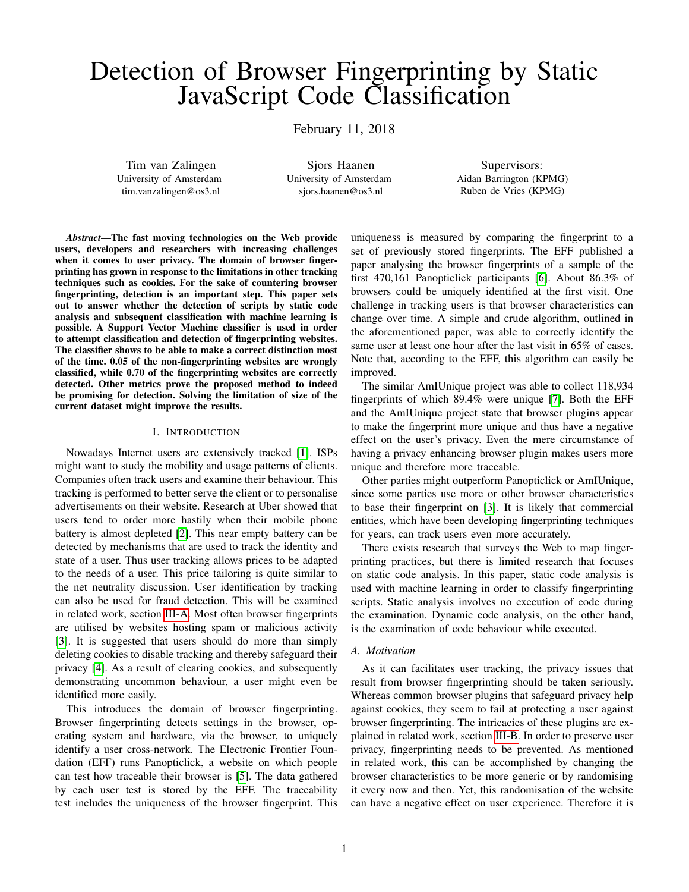# Detection of Browser Fingerprinting by Static JavaScript Code Classification

February 11, 2018

Tim van Zalingen
University of Amsterdam
tim.vanzalingen@os3.nl

Sjors Haanen
University of Amsterdam
sjors.haanen@os3.nl

Supervisors:
Aidan Barrington (KPMG)
Ruben de Vries (KPMG)

***Abstract*—The fast moving technologies on the Web provide users, developers and researchers with increasing challenges when it comes to user privacy. The domain of browser fingerprinting has grown in response to the limitations in other tracking techniques such as cookies. For the sake of countering browser fingerprinting, detection is an important step. This paper sets out to answer whether the detection of scripts by static code analysis and subsequent classification with machine learning is possible. A Support Vector Machine classifier is used in order to attempt classification and detection of fingerprinting websites. The classifier shows to be able to make a correct distinction most of the time. 0.05 of the non-fingerprinting websites are wrongly classified, while 0.70 of the fingerprinting websites are correctly detected. Other metrics prove the proposed method to indeed be promising for detection. Solving the limitation of size of the current dataset might improve the results.**

## I. Introduction

Nowadays Internet users are extensively tracked [1]. ISPs might want to study the mobility and usage patterns of clients. Companies often track users and examine their behaviour. This tracking is performed to better serve the client or to personalise advertisements on their website. Research at Uber showed that users tend to order more hastily when their mobile phone battery is almost depleted [2]. This near empty battery can be detected by mechanisms that are used to track the identity and state of a user. Thus user tracking allows prices to be adapted to the needs of a user. This price tailoring is quite similar to the net neutrality discussion. User identification by tracking can also be used for fraud detection. This will be examined in related work, section III-A. Most often browser fingerprints are utilised by websites hosting spam or malicious activity [3]. It is suggested that users should do more than simply deleting cookies to disable tracking and thereby safeguard their privacy [4]. As a result of clearing cookies, and subsequently demonstrating uncommon behaviour, a user might even be identified more easily.

This introduces the domain of browser fingerprinting. Browser fingerprinting detects settings in the browser, operating system and hardware, via the browser, to uniquely identify a user cross-network. The Electronic Frontier Foundation (EFF) runs Panopticlick, a website on which people can test how traceable their browser is [5]. The data gathered by each user test is stored by the EFF. The traceability test includes the uniqueness of the browser fingerprint. This uniqueness is measured by comparing the fingerprint to a set of previously stored fingerprints. The EFF published a paper analysing the browser fingerprints of a sample of the first 470,161 Panopticlick participants [6]. About 86.3% of browsers could be uniquely identified at the first visit. One challenge in tracking users is that browser characteristics can change over time. A simple and crude algorithm, outlined in the aforementioned paper, was able to correctly identify the same user at least one hour after the last visit in 65% of cases. Note that, according to the EFF, this algorithm can easily be improved.

The similar AmIUnique project was able to collect 118,934 fingerprints of which 89.4% were unique [7]. Both the EFF and the AmIUnique project state that browser plugins appear to make the fingerprint more unique and thus have a negative effect on the user's privacy. Even the mere circumstance of having a privacy enhancing browser plugin makes users more unique and therefore more traceable.

Other parties might outperform Panopticlick or AmIUnique, since some parties use more or other browser characteristics to base their fingerprint on [3]. It is likely that commercial entities, which have been developing fingerprinting techniques for years, can track users even more accurately.

There exists research that surveys the Web to map fingerprinting practices, but there is limited research that focuses on static code analysis. In this paper, static code analysis is used with machine learning in order to classify fingerprinting scripts. Static analysis involves no execution of code during the examination. Dynamic code analysis, on the other hand, is the examination of code behaviour while executed.

### A. Motivation

As it can facilitates user tracking, the privacy issues that result from browser fingerprinting should be taken seriously. Whereas common browser plugins that safeguard privacy help against cookies, they seem to fail at protecting a user against browser fingerprinting. The intricacies of these plugins are explained in related work, section III-B. In order to preserve user privacy, fingerprinting needs to be prevented. As mentioned in related work, this can be accomplished by changing the browser characteristics to be more generic or by randomising it every now and then. Yet, this randomisation of the website can have a negative effect on user experience. Therefore it is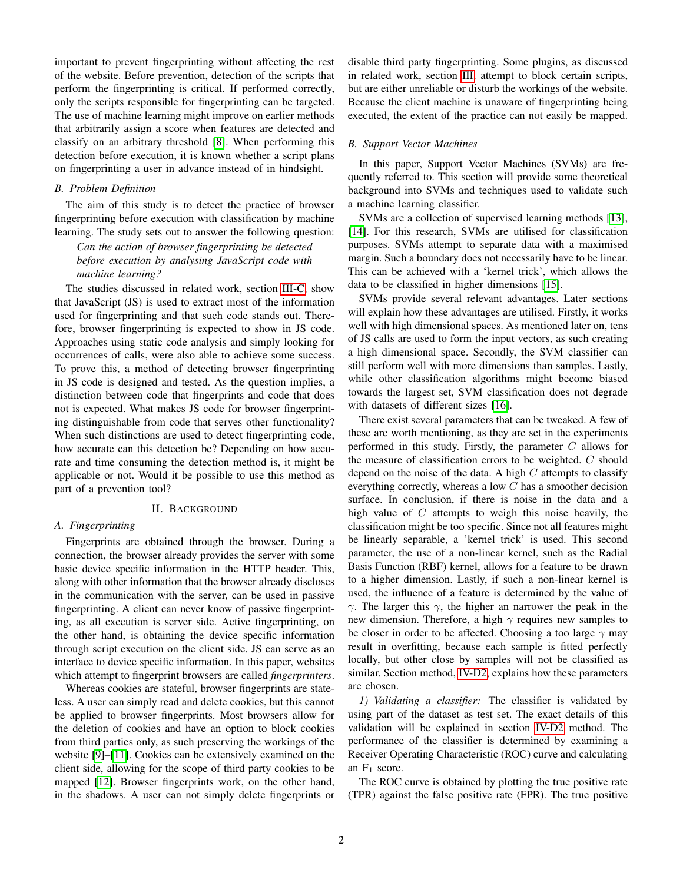important to prevent fingerprinting without affecting the rest of the website. Before prevention, detection of the scripts that perform the fingerprinting is critical. If performed correctly, only the scripts responsible for fingerprinting can be targeted. The use of machine learning might improve on earlier methods that arbitrarily assign a score when features are detected and classify on an arbitrary threshold [8]. When performing this detection before execution, it is known whether a script plans on fingerprinting a user in advance instead of in hindsight.

### B. Problem Definition

The aim of this study is to detect the practice of browser fingerprinting before execution with classification by machine learning. The study sets out to answer the following question:

*Can the action of browser fingerprinting be detected before execution by analysing JavaScript code with machine learning?*

The studies discussed in related work, section III-C, show that JavaScript (JS) is used to extract most of the information used for fingerprinting and that such code stands out. Therefore, browser fingerprinting is expected to show in JS code. Approaches using static code analysis and simply looking for occurrences of calls, were also able to achieve some success. To prove this, a method of detecting browser fingerprinting in JS code is designed and tested. As the question implies, a distinction between code that fingerprints and code that does not is expected. What makes JS code for browser fingerprinting distinguishable from code that serves other functionality? When such distinctions are used to detect fingerprinting code, how accurate can this detection be? Depending on how accurate and time consuming the detection method is, it might be applicable or not. Would it be possible to use this method as part of a prevention tool?

## II. Background

### A. Fingerprinting

Fingerprints are obtained through the browser. During a connection, the browser already provides the server with some basic device specific information in the HTTP header. This, along with other information that the browser already discloses in the communication with the server, can be used in passive fingerprinting. A client can never know of passive fingerprinting, as all execution is server side. Active fingerprinting, on the other hand, is obtaining the device specific information through script execution on the client side. JS can serve as an interface to device specific information. In this paper, websites which attempt to fingerprint browsers are called *fingerprinters*.

Whereas cookies are stateful, browser fingerprints are stateless. A user can simply read and delete cookies, but this cannot be applied to browser fingerprints. Most browsers allow for the deletion of cookies and have an option to block cookies from third parties only, as such preserving the workings of the website [9]–[11]. Cookies can be extensively examined on the client side, allowing for the scope of third party cookies to be mapped [12]. Browser fingerprints work, on the other hand, in the shadows. A user can not simply delete fingerprints or disable third party fingerprinting. Some plugins, as discussed in related work, section III, attempt to block certain scripts, but are either unreliable or disturb the workings of the website. Because the client machine is unaware of fingerprinting being executed, the extent of the practice can not easily be mapped.

### B. Support Vector Machines

In this paper, Support Vector Machines (SVMs) are frequently referred to. This section will provide some theoretical background into SVMs and techniques used to validate such a machine learning classifier.

SVMs are a collection of supervised learning methods [13], [14]. For this research, SVMs are utilised for classification purposes. SVMs attempt to separate data with a maximised margin. Such a boundary does not necessarily have to be linear. This can be achieved with a 'kernel trick', which allows the data to be classified in higher dimensions [15].

SVMs provide several relevant advantages. Later sections will explain how these advantages are utilised. Firstly, it works well with high dimensional spaces. As mentioned later on, tens of JS calls are used to form the input vectors, as such creating a high dimensional space. Secondly, the SVM classifier can still perform well with more dimensions than samples. Lastly, while other classification algorithms might become biased towards the largest set, SVM classification does not degrade with datasets of different sizes [16].

There exist several parameters that can be tweaked. A few of these are worth mentioning, as they are set in the experiments performed in this study. Firstly, the parameter $C$ allows for the measure of classification errors to be weighted. $C$ should depend on the noise of the data. A high $C$ attempts to classify everything correctly, whereas a low $C$ has a smoother decision surface. In conclusion, if there is noise in the data and a high value of $C$ attempts to weigh this noise heavily, the classification might be too specific. Since not all features might be linearly separable, a 'kernel trick' is used. This second parameter, the use of a non-linear kernel, such as the Radial Basis Function (RBF) kernel, allows for a feature to be drawn to a higher dimension. Lastly, if such a non-linear kernel is used, the influence of a feature is determined by the value of $\gamma$. The larger this $\gamma$, the higher an narrower the peak in the new dimension. Therefore, a high $\gamma$ requires new samples to be closer in order to be affected. Choosing a too large $\gamma$ may result in overfitting, because each sample is fitted perfectly locally, but other close by samples will not be classified as similar. Section method, IV-D2, explains how these parameters are chosen.

*1) Validating a classifier:* The classifier is validated by using part of the dataset as test set. The exact details of this validation will be explained in section IV-D2 method. The performance of the classifier is determined by examining a Receiver Operating Characteristic (ROC) curve and calculating an $F_1$ score.

The ROC curve is obtained by plotting the true positive rate (TPR) against the false positive rate (FPR). The true positive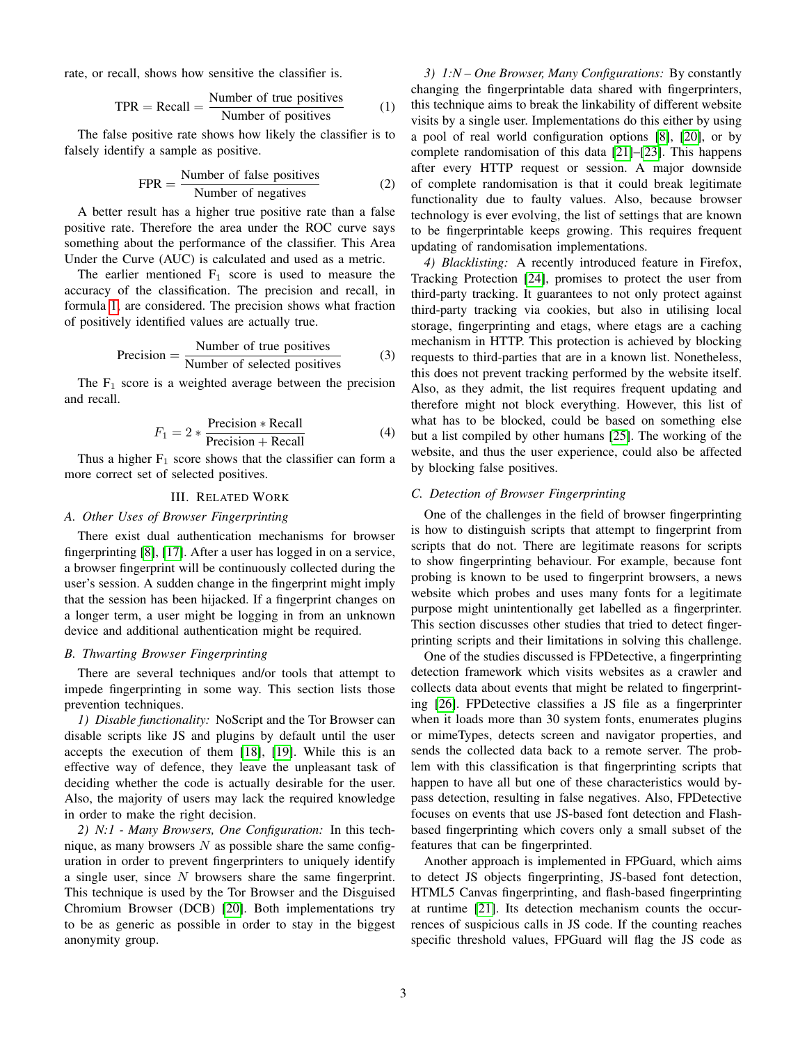rate, or recall, shows how sensitive the classifier is.

$$\text{TPR} = \text{Recall} = \frac{\text{Number of true positives}}{\text{Number of positives}} \tag{1}$$

The false positive rate shows how likely the classifier is to falsely identify a sample as positive.

$$\text{FPR} = \frac{\text{Number of false positives}}{\text{Number of negatives}} \tag{2}$$

A better result has a higher true positive rate than a false positive rate. Therefore the area under the ROC curve says something about the performance of the classifier. This Area Under the Curve (AUC) is calculated and used as a metric.

The earlier mentioned $\text{F}_1$ score is used to measure the accuracy of the classification. The precision and recall, in formula 1, are considered. The precision shows what fraction of positively identified values are actually true.

$$\text{Precision} = \frac{\text{Number of true positives}}{\text{Number of selected positives}} \tag{3}$$

The $\text{F}_1$ score is a weighted average between the precision and recall.

$$F_1 = 2 * \frac{\text{Precision} * \text{Recall}}{\text{Precision} + \text{Recall}} \tag{4}$$

Thus a higher $\text{F}_1$ score shows that the classifier can form a more correct set of selected positives.

## III. Related Work

### A. Other Uses of Browser Fingerprinting

There exist dual authentication mechanisms for browser fingerprinting [8], [17]. After a user has logged in on a service, a browser fingerprint will be continuously collected during the user's session. A sudden change in the fingerprint might imply that the session has been hijacked. If a fingerprint changes on a longer term, a user might be logging in from an unknown device and additional authentication might be required.

### B. Thwarting Browser Fingerprinting

There are several techniques and/or tools that attempt to impede fingerprinting in some way. This section lists those prevention techniques.

*1) Disable functionality:* NoScript and the Tor Browser can disable scripts like JS and plugins by default until the user accepts the execution of them [18], [19]. While this is an effective way of defence, they leave the unpleasant task of deciding whether the code is actually desirable for the user. Also, the majority of users may lack the required knowledge in order to make the right decision.

*2) N:1 - Many Browsers, One Configuration:* In this technique, as many browsers $N$ as possible share the same configuration in order to prevent fingerprinters to uniquely identify a single user, since $N$ browsers share the same fingerprint. This technique is used by the Tor Browser and the Disguised Chromium Browser (DCB) [20]. Both implementations try to be as generic as possible in order to stay in the biggest anonymity group.

*3) 1:N – One Browser, Many Configurations:* By constantly changing the fingerprintable data shared with fingerprinters, this technique aims to break the linkability of different website visits by a single user. Implementations do this either by using a pool of real world configuration options [8], [20], or by complete randomisation of this data [21]–[23]. This happens after every HTTP request or session. A major downside of complete randomisation is that it could break legitimate functionality due to faulty values. Also, because browser technology is ever evolving, the list of settings that are known to be fingerprintable keeps growing. This requires frequent updating of randomisation implementations.

*4) Blacklisting:* A recently introduced feature in Firefox, Tracking Protection [24], promises to protect the user from third-party tracking. It guarantees to not only protect against third-party tracking via cookies, but also in utilising local storage, fingerprinting and etags, where etags are a caching mechanism in HTTP. This protection is achieved by blocking requests to third-parties that are in a known list. Nonetheless, this does not prevent tracking performed by the website itself. Also, as they admit, the list requires frequent updating and therefore might not block everything. However, this list of what has to be blocked, could be based on something else but a list compiled by other humans [25]. The working of the website, and thus the user experience, could also be affected by blocking false positives.

### C. Detection of Browser Fingerprinting

One of the challenges in the field of browser fingerprinting is how to distinguish scripts that attempt to fingerprint from scripts that do not. There are legitimate reasons for scripts to show fingerprinting behaviour. For example, because font probing is known to be used to fingerprint browsers, a news website which probes and uses many fonts for a legitimate purpose might unintentionally get labelled as a fingerprinter. This section discusses other studies that tried to detect fingerprinting scripts and their limitations in solving this challenge.

One of the studies discussed is FPDetective, a fingerprinting detection framework which visits websites as a crawler and collects data about events that might be related to fingerprinting [26]. FPDetective classifies a JS file as a fingerprinter when it loads more than 30 system fonts, enumerates plugins or mimeTypes, detects screen and navigator properties, and sends the collected data back to a remote server. The problem with this classification is that fingerprinting scripts that happen to have all but one of these characteristics would bypass detection, resulting in false negatives. Also, FPDetective focuses on events that use JS-based font detection and Flash-based fingerprinting which covers only a small subset of the features that can be fingerprinted.

Another approach is implemented in FPGuard, which aims to detect JS objects fingerprinting, JS-based font detection, HTML5 Canvas fingerprinting, and flash-based fingerprinting at runtime [21]. Its detection mechanism counts the occurrences of suspicious calls in JS code. If the counting reaches specific threshold values, FPGuard will flag the JS code as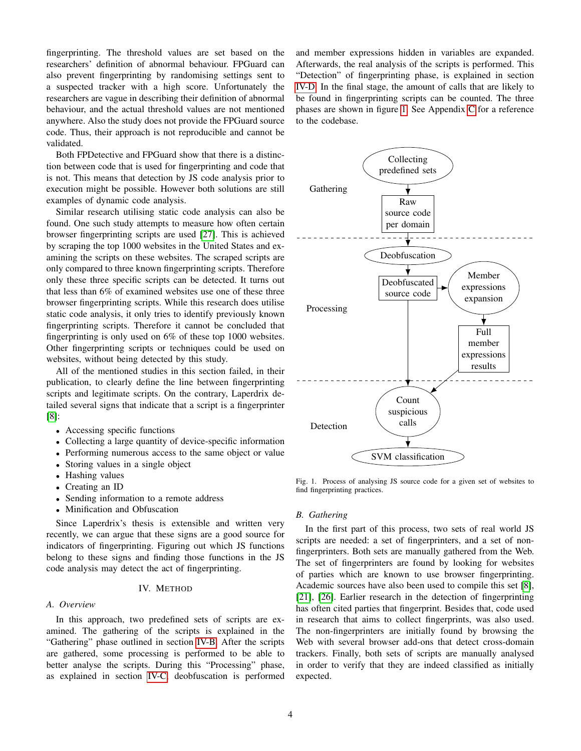fingerprinting. The threshold values are set based on the researchers' definition of abnormal behaviour. FPGuard can also prevent fingerprinting by randomising settings sent to a suspected tracker with a high score. Unfortunately the researchers are vague in describing their definition of abnormal behaviour, and the actual threshold values are not mentioned anywhere. Also the study does not provide the FPGuard source code. Thus, their approach is not reproducible and cannot be validated.

Both FPDetective and FPGuard show that there is a distinction between code that is used for fingerprinting and code that is not. This means that detection by JS code analysis prior to execution might be possible. However both solutions are still examples of dynamic code analysis.

Similar research utilising static code analysis can also be found. One such study attempts to measure how often certain browser fingerprinting scripts are used [27]. This is achieved by scraping the top 1000 websites in the United States and examining the scripts on these websites. The scraped scripts are only compared to three known fingerprinting scripts. Therefore only these three specific scripts can be detected. It turns out that less than 6% of examined websites use one of these three browser fingerprinting scripts. While this research does utilise static code analysis, it only tries to identify previously known fingerprinting scripts. Therefore it cannot be concluded that fingerprinting is only used on 6% of these top 1000 websites. Other fingerprinting scripts or techniques could be used on websites, without being detected by this study.

All of the mentioned studies in this section failed, in their publication, to clearly define the line between fingerprinting scripts and legitimate scripts. On the contrary, Laperdrix detailed several signs that indicate that a script is a fingerprinter [8]:

- Accessing specific functions
- Collecting a large quantity of device-specific information
- Performing numerous access to the same object or value
- Storing values in a single object
- Hashing values
- Creating an ID
- Sending information to a remote address
- Minification and Obfuscation

Since Laperdrix's thesis is extensible and written very recently, we can argue that these signs are a good source for indicators of fingerprinting. Figuring out which JS functions belong to these signs and finding those functions in the JS code analysis may detect the act of fingerprinting.

## IV. Method

### A. Overview

In this approach, two predefined sets of scripts are examined. The gathering of the scripts is explained in the "Gathering" phase outlined in section IV-B. After the scripts are gathered, some processing is performed to be able to better analyse the scripts. During this "Processing" phase, as explained in section IV-C, deobfuscation is performed and member expressions hidden in variables are expanded. Afterwards, the real analysis of the scripts is performed. This "Detection" of fingerprinting phase, is explained in section IV-D. In the final stage, the amount of calls that are likely to be found in fingerprinting scripts can be counted. The three phases are shown in figure 1. See Appendix C for a reference to the codebase.

Fig. 1. Process of analysing JS source code for a given set of websites to find fingerprinting practices.

### B. Gathering

In the first part of this process, two sets of real world JS scripts are needed: a set of fingerprinters, and a set of non-fingerprinters. Both sets are manually gathered from the Web. The set of fingerprinters are found by looking for websites of parties which are known to use browser fingerprinting. Academic sources have also been used to compile this set [8], [21], [26]. Earlier research in the detection of fingerprinting has often cited parties that fingerprint. Besides that, code used in research that aims to collect fingerprints, was also used. The non-fingerprinters are initially found by browsing the Web with several browser add-ons that detect cross-domain trackers. Finally, both sets of scripts are manually analysed in order to verify that they are indeed classified as initially expected.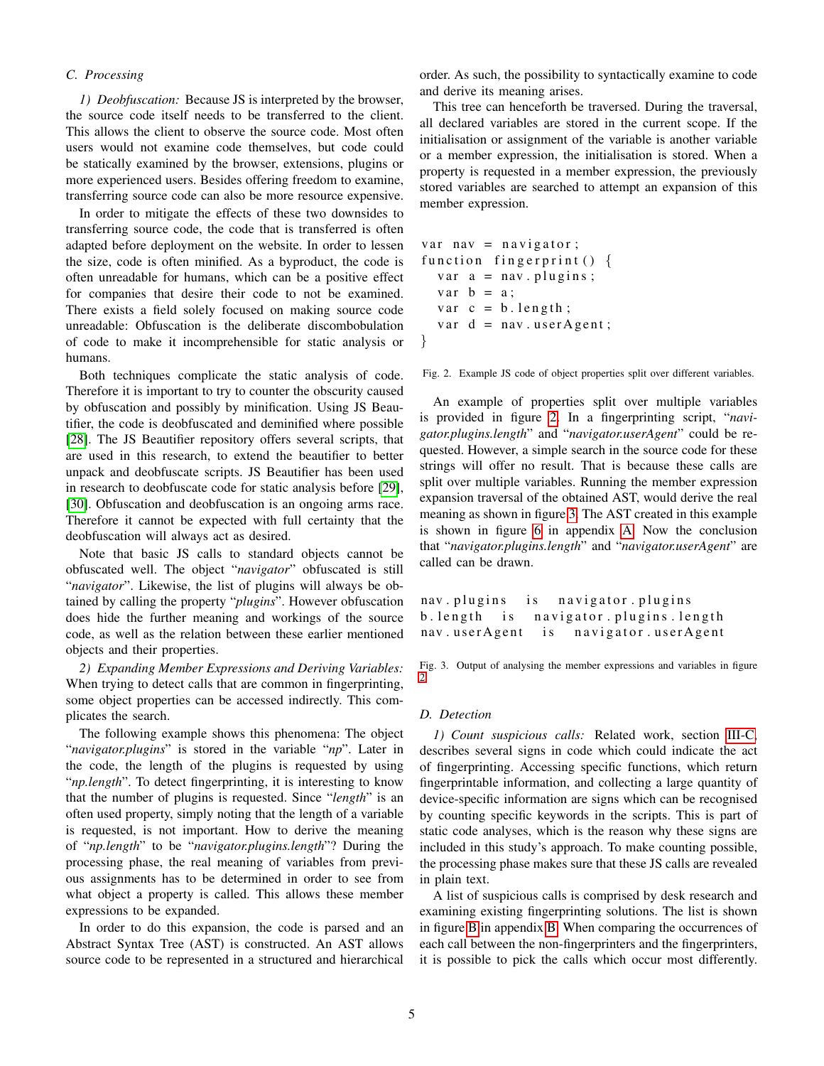### C. Processing

*1) Deobfuscation:* Because JS is interpreted by the browser, the source code itself needs to be transferred to the client. This allows the client to observe the source code. Most often users would not examine code themselves, but code could be statically examined by the browser, extensions, plugins or more experienced users. Besides offering freedom to examine, transferring source code can also be more resource expensive.

In order to mitigate the effects of these two downsides to transferring source code, the code that is transferred is often adapted before deployment on the website. In order to lessen the size, code is often minified. As a byproduct, the code is often unreadable for humans, which can be a positive effect for companies that desire their code to not be examined. There exists a field solely focused on making source code unreadable: Obfuscation is the deliberate discombobulation of code to make it incomprehensible for static analysis or humans.

Both techniques complicate the static analysis of code. Therefore it is important to try to counter the obscurity caused by obfuscation and possibly by minification. Using JS Beautifier, the code is deobfuscated and deminified where possible [28]. The JS Beautifier repository offers several scripts, that are used in this research, to extend the beautifier to better unpack and deobfuscate scripts. JS Beautifier has been used in research to deobfuscate code for static analysis before [29], [30]. Obfuscation and deobfuscation is an ongoing arms race. Therefore it cannot be expected with full certainty that the deobfuscation will always act as desired.

Note that basic JS calls to standard objects cannot be obfuscated well. The object "*navigator*" obfuscated is still "*navigator*". Likewise, the list of plugins will always be obtained by calling the property "*plugins*". However obfuscation does hide the further meaning and workings of the source code, as well as the relation between these earlier mentioned objects and their properties.

*2) Expanding Member Expressions and Deriving Variables:* When trying to detect calls that are common in fingerprinting, some object properties can be accessed indirectly. This complicates the search.

The following example shows this phenomena: The object "*navigator.plugins*" is stored in the variable "*np*". Later in the code, the length of the plugins is requested by using "*np.length*". To detect fingerprinting, it is interesting to know that the number of plugins is requested. Since "*length*" is an often used property, simply noting that the length of a variable is requested, is not important. How to derive the meaning of "*np.length*" to be "*navigator.plugins.length*"? During the processing phase, the real meaning of variables from previous assignments has to be determined in order to see from what object a property is called. This allows these member expressions to be expanded.

In order to do this expansion, the code is parsed and an Abstract Syntax Tree (AST) is constructed. An AST allows source code to be represented in a structured and hierarchical order. As such, the possibility to syntactically examine to code and derive its meaning arises.

This tree can henceforth be traversed. During the traversal, all declared variables are stored in the current scope. If the initialisation or assignment of the variable is another variable or a member expression, the initialisation is stored. When a property is requested in a member expression, the previously stored variables are searched to attempt an expansion of this member expression.

```
var nav = navigator;
function fingerprint() {
  var a = nav.plugins;
  var b = a;
  var c = b.length;
  var d = nav.userAgent;
}
```

Fig. 2. Example JS code of object properties split over different variables.

An example of properties split over multiple variables is provided in figure 2. In a fingerprinting script, "*navigator.plugins.length*" and "*navigator.userAgent*" could be requested. However, a simple search in the source code for these strings will offer no result. That is because these calls are split over multiple variables. Running the member expression expansion traversal of the obtained AST, would derive the real meaning as shown in figure 3. The AST created in this example is shown in figure 6 in appendix A. Now the conclusion that "*navigator.plugins.length*" and "*navigator.userAgent*" are called can be drawn.

```
nav.plugins    is   navigator.plugins
b.length    is   navigator.plugins.length
nav.userAgent    is   navigator.userAgent
```

Fig. 3. Output of analysing the member expressions and variables in figure 2

### D. Detection

*1) Count suspicious calls:* Related work, section III-C, describes several signs in code which could indicate the act of fingerprinting. Accessing specific functions, which return fingerprintable information, and collecting a large quantity of device-specific information are signs which can be recognised by counting specific keywords in the scripts. This is part of static code analyses, which is the reason why these signs are included in this study's approach. To make counting possible, the processing phase makes sure that these JS calls are revealed in plain text.

A list of suspicious calls is comprised by desk research and examining existing fingerprinting solutions. The list is shown in figure B in appendix B. When comparing the occurrences of each call between the non-fingerprinters and the fingerprinters, it is possible to pick the calls which occur most differently.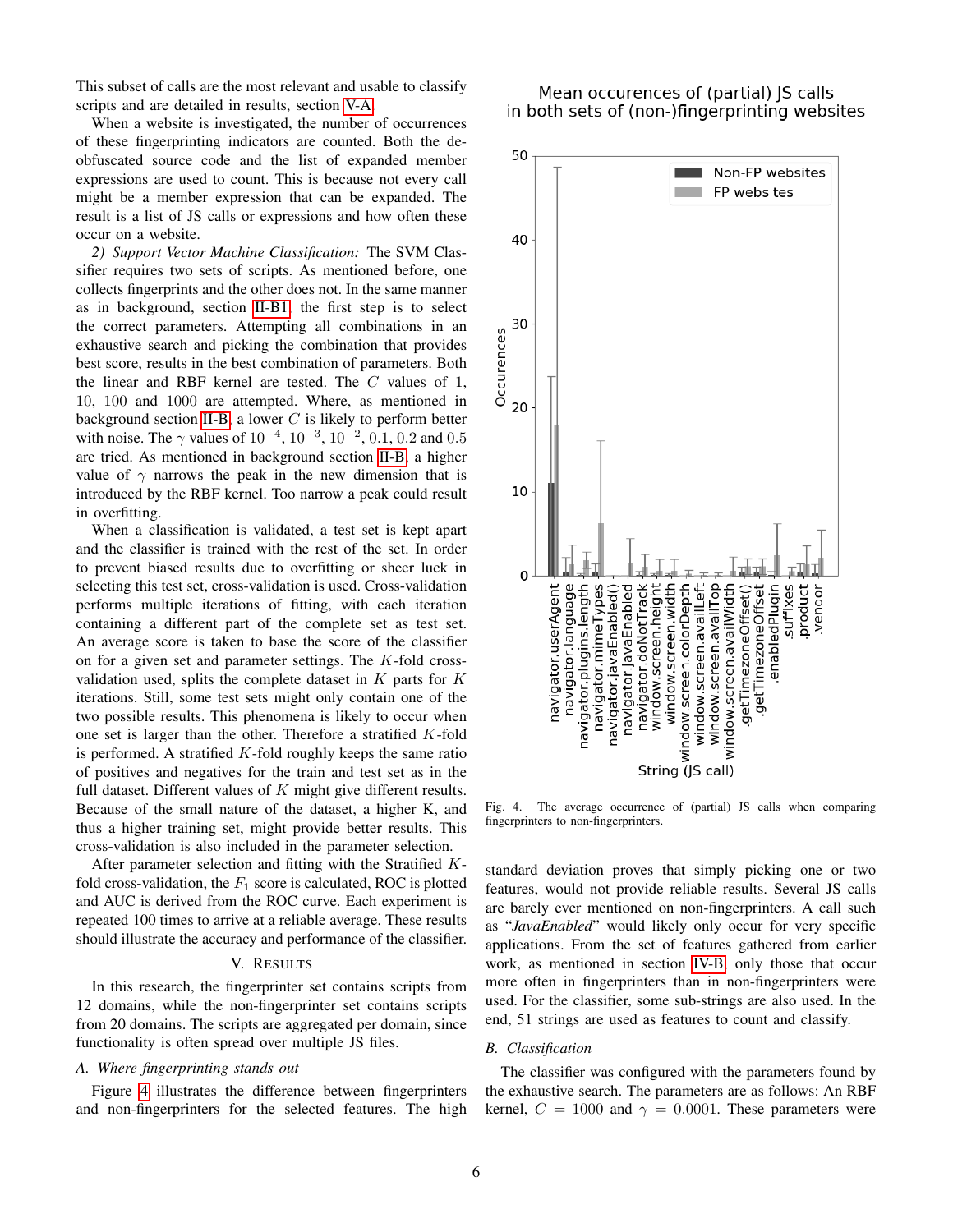This subset of calls are the most relevant and usable to classify scripts and are detailed in results, section V-A.

When a website is investigated, the number of occurrences of these fingerprinting indicators are counted. Both the de-obfuscated source code and the list of expanded member expressions are used to count. This is because not every call might be a member expression that can be expanded. The result is a list of JS calls or expressions and how often these occur on a website.

*2) Support Vector Machine Classification:* The SVM Classifier requires two sets of scripts. As mentioned before, one collects fingerprints and the other does not. In the same manner as in background, section II-B1, the first step is to select the correct parameters. Attempting all combinations in an exhaustive search and picking the combination that provides best score, results in the best combination of parameters. Both the linear and RBF kernel are tested. The $C$ values of 1, 10, 100 and 1000 are attempted. Where, as mentioned in background section II-B, a lower $C$ is likely to perform better with noise. The $\gamma$ values of $10^{-4}$, $10^{-3}$, $10^{-2}$, 0.1, 0.2 and 0.5 are tried. As mentioned in background section II-B, a higher value of $\gamma$ narrows the peak in the new dimension that is introduced by the RBF kernel. Too narrow a peak could result in overfitting.

When a classification is validated, a test set is kept apart and the classifier is trained with the rest of the set. In order to prevent biased results due to overfitting or sheer luck in selecting this test set, cross-validation is used. Cross-validation performs multiple iterations of fitting, with each iteration containing a different part of the complete set as test set. An average score is taken to base the score of the classifier on for a given set and parameter settings. The $K$-fold cross-validation used, splits the complete dataset in $K$ parts for $K$ iterations. Still, some test sets might only contain one of the two possible results. This phenomena is likely to occur when one set is larger than the other. Therefore a stratified $K$-fold is performed. A stratified $K$-fold roughly keeps the same ratio of positives and negatives for the train and test set as in the full dataset. Different values of $K$ might give different results. Because of the small nature of the dataset, a higher K, and thus a higher training set, might provide better results. This cross-validation is also included in the parameter selection.

After parameter selection and fitting with the Stratified $K$-fold cross-validation, the $F_1$ score is calculated, ROC is plotted and AUC is derived from the ROC curve. Each experiment is repeated 100 times to arrive at a reliable average. These results should illustrate the accuracy and performance of the classifier.

# V. Results

In this research, the fingerprinter set contains scripts from 12 domains, while the non-fingerprinter set contains scripts from 20 domains. The scripts are aggregated per domain, since functionality is often spread over multiple JS files.

## A. Where fingerprinting stands out

Figure 4 illustrates the difference between fingerprinters and non-fingerprinters for the selected features. The high standard deviation proves that simply picking one or two features, would not provide reliable results. Several JS calls are barely ever mentioned on non-fingerprinters. A call such as "*JavaEnabled*" would likely only occur for very specific applications. From the set of features gathered from earlier work, as mentioned in section IV-B, only those that occur more often in fingerprinters than in non-fingerprinters were used. For the classifier, some sub-strings are also used. In the end, 51 strings are used as features to count and classify.

Fig. 4. The average occurrence of (partial) JS calls when comparing fingerprinters to non-fingerprinters.

## B. Classification

The classifier was configured with the parameters found by the exhaustive search. The parameters are as follows: An RBF kernel, $C = 1000$ and $\gamma = 0.0001$. These parameters were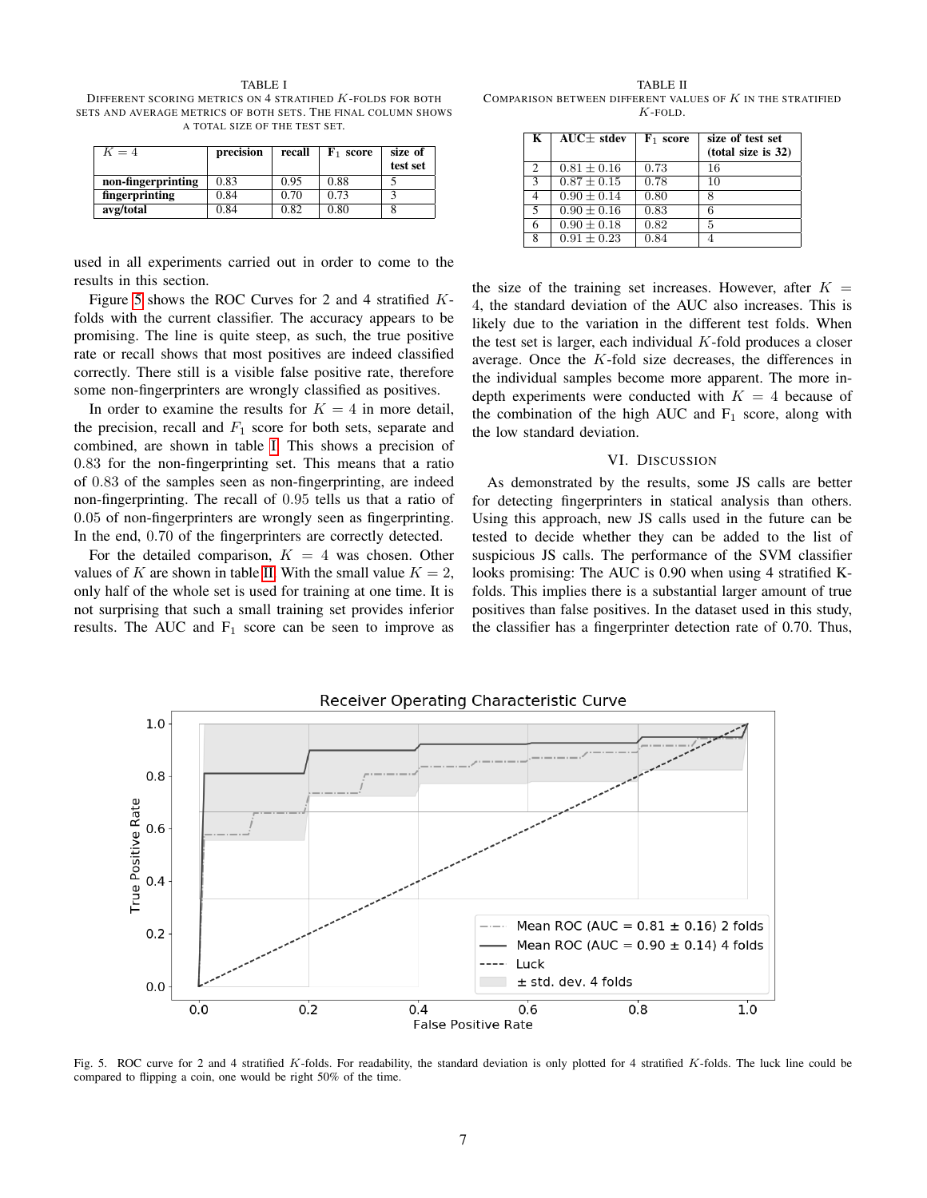TABLE I
DIFFERENT SCORING METRICS ON 4 STRATIFIED $K$-FOLDS FOR BOTH SETS AND AVERAGE METRICS OF BOTH SETS. THE FINAL COLUMN SHOWS A TOTAL SIZE OF THE TEST SET.

| $K = 4$ | precision | recall | $F_1$ score | size of test set |
|---|---|---|---|---|
| **non-fingerprinting** | 0.83 | 0.95 | 0.88 | 5 |
| **fingerprinting** | 0.84 | 0.70 | 0.73 | 3 |
| **avg/total** | 0.84 | 0.82 | 0.80 | 8 |

used in all experiments carried out in order to come to the results in this section.

Figure 5 shows the ROC Curves for 2 and 4 stratified $K$-folds with the current classifier. The accuracy appears to be promising. The line is quite steep, as such, the true positive rate or recall shows that most positives are indeed classified correctly. There still is a visible false positive rate, therefore some non-fingerprinters are wrongly classified as positives.

In order to examine the results for $K = 4$ in more detail, the precision, recall and $F_1$ score for both sets, separate and combined, are shown in table I. This shows a precision of 0.83 for the non-fingerprinting set. This means that a ratio of 0.83 of the samples seen as non-fingerprinting, are indeed non-fingerprinting. The recall of 0.95 tells us that a ratio of 0.05 of non-fingerprinters are wrongly seen as fingerprinting. In the end, 0.70 of the fingerprinters are correctly detected.

For the detailed comparison, $K = 4$ was chosen. Other values of $K$ are shown in table II. With the small value $K = 2$, only half of the whole set is used for training at one time. It is not surprising that such a small training set provides inferior results. The AUC and $F_1$ score can be seen to improve as

TABLE II
COMPARISON BETWEEN DIFFERENT VALUES OF $K$ IN THE STRATIFIED $K$-FOLD.

| K | AUC± stdev | $F_1$ score | size of test set (total size is 32) |
|---|---|---|---|
| 2 | $0.81 \pm 0.16$ | 0.73 | 16 |
| 3 | $0.87 \pm 0.15$ | 0.78 | 10 |
| 4 | $0.90 \pm 0.14$ | 0.80 | 8 |
| 5 | $0.90 \pm 0.16$ | 0.83 | 6 |
| 6 | $0.90 \pm 0.18$ | 0.82 | 5 |
| 8 | $0.91 \pm 0.23$ | 0.84 | 4 |

the size of the training set increases. However, after $K = 4$, the standard deviation of the AUC also increases. This is likely due to the variation in the different test folds. When the test set is larger, each individual $K$-fold produces a closer average. Once the $K$-fold size decreases, the differences in the individual samples become more apparent. The more in-depth experiments were conducted with $K = 4$ because of the combination of the high AUC and $F_1$ score, along with the low standard deviation.

## VI. Discussion

As demonstrated by the results, some JS calls are better for detecting fingerprinters in statical analysis than others. Using this approach, new JS calls used in the future can be tested to decide whether they can be added to the list of suspicious JS calls. The performance of the SVM classifier looks promising: The AUC is 0.90 when using 4 stratified K-folds. This implies there is a substantial larger amount of true positives than false positives. In the dataset used in this study, the classifier has a fingerprinter detection rate of 0.70. Thus,

Fig. 5. ROC curve for 2 and 4 stratified $K$-folds. For readability, the standard deviation is only plotted for 4 stratified $K$-folds. The luck line could be compared to flipping a coin, one would be right 50% of the time.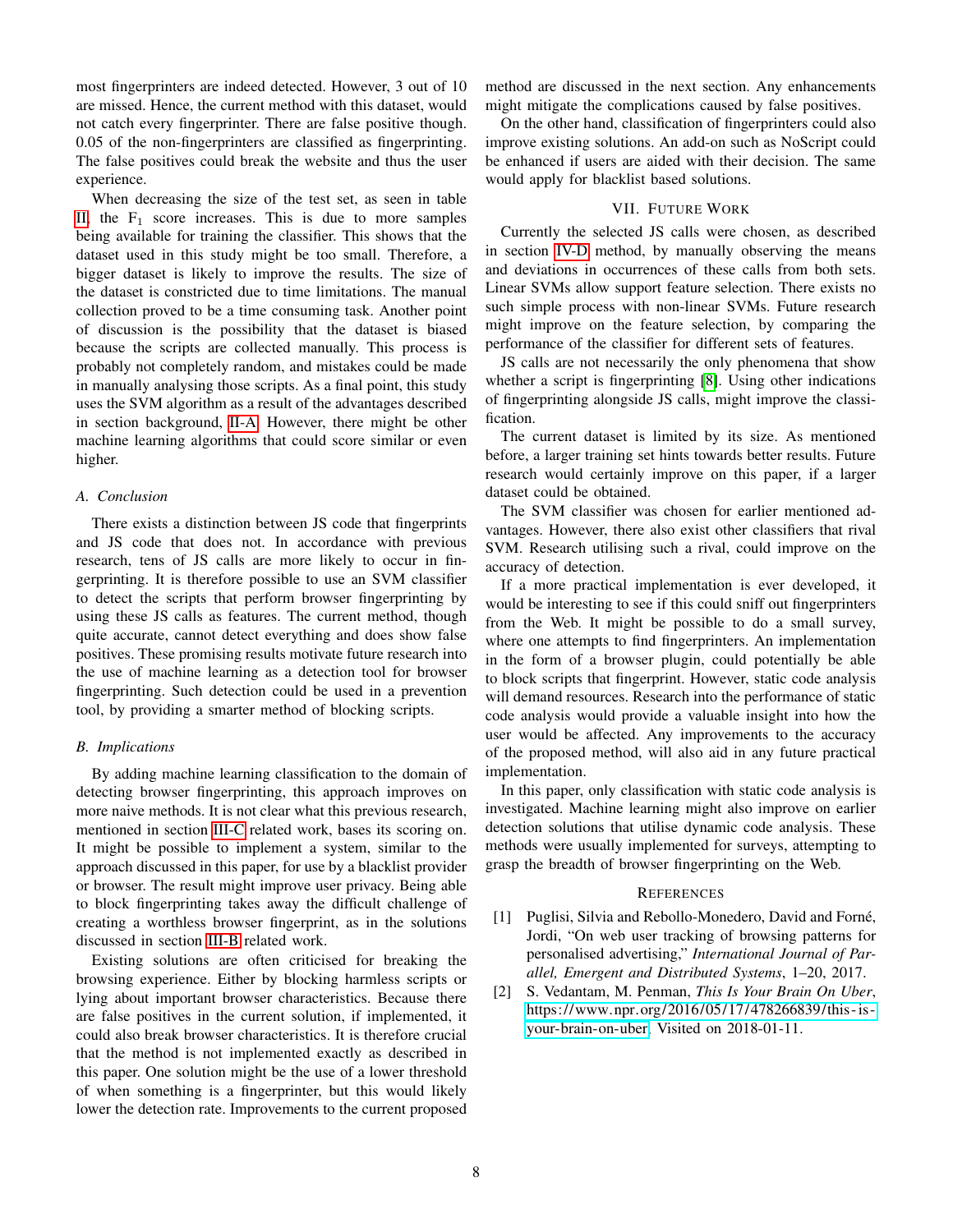most fingerprinters are indeed detected. However, 3 out of 10 are missed. Hence, the current method with this dataset, would not catch every fingerprinter. There are false positive though. 0.05 of the non-fingerprinters are classified as fingerprinting. The false positives could break the website and thus the user experience.

When decreasing the size of the test set, as seen in table II, the $F_1$ score increases. This is due to more samples being available for training the classifier. This shows that the dataset used in this study might be too small. Therefore, a bigger dataset is likely to improve the results. The size of the dataset is constricted due to time limitations. The manual collection proved to be a time consuming task. Another point of discussion is the possibility that the dataset is biased because the scripts are collected manually. This process is probably not completely random, and mistakes could be made in manually analysing those scripts. As a final point, this study uses the SVM algorithm as a result of the advantages described in section background, II-A. However, there might be other machine learning algorithms that could score similar or even higher.

### A. Conclusion

There exists a distinction between JS code that fingerprints and JS code that does not. In accordance with previous research, tens of JS calls are more likely to occur in fingerprinting. It is therefore possible to use an SVM classifier to detect the scripts that perform browser fingerprinting by using these JS calls as features. The current method, though quite accurate, cannot detect everything and does show false positives. These promising results motivate future research into the use of machine learning as a detection tool for browser fingerprinting. Such detection could be used in a prevention tool, by providing a smarter method of blocking scripts.

### B. Implications

By adding machine learning classification to the domain of detecting browser fingerprinting, this approach improves on more naive methods. It is not clear what this previous research, mentioned in section III-C related work, bases its scoring on. It might be possible to implement a system, similar to the approach discussed in this paper, for use by a blacklist provider or browser. The result might improve user privacy. Being able to block fingerprinting takes away the difficult challenge of creating a worthless browser fingerprint, as in the solutions discussed in section III-B related work.

Existing solutions are often criticised for breaking the browsing experience. Either by blocking harmless scripts or lying about important browser characteristics. Because there are false positives in the current solution, if implemented, it could also break browser characteristics. It is therefore crucial that the method is not implemented exactly as described in this paper. One solution might be the use of a lower threshold of when something is a fingerprinter, but this would likely lower the detection rate. Improvements to the current proposed method are discussed in the next section. Any enhancements might mitigate the complications caused by false positives.

On the other hand, classification of fingerprinters could also improve existing solutions. An add-on such as NoScript could be enhanced if users are aided with their decision. The same would apply for blacklist based solutions.

## VII. Future Work

Currently the selected JS calls were chosen, as described in section IV-D method, by manually observing the means and deviations in occurrences of these calls from both sets. Linear SVMs allow support feature selection. There exists no such simple process with non-linear SVMs. Future research might improve on the feature selection, by comparing the performance of the classifier for different sets of features.

JS calls are not necessarily the only phenomena that show whether a script is fingerprinting [8]. Using other indications of fingerprinting alongside JS calls, might improve the classification.

The current dataset is limited by its size. As mentioned before, a larger training set hints towards better results. Future research would certainly improve on this paper, if a larger dataset could be obtained.

The SVM classifier was chosen for earlier mentioned advantages. However, there also exist other classifiers that rival SVM. Research utilising such a rival, could improve on the accuracy of detection.

If a more practical implementation is ever developed, it would be interesting to see if this could sniff out fingerprinters from the Web. It might be possible to do a small survey, where one attempts to find fingerprinters. An implementation in the form of a browser plugin, could potentially be able to block scripts that fingerprint. However, static code analysis will demand resources. Research into the performance of static code analysis would provide a valuable insight into how the user would be affected. Any improvements to the accuracy of the proposed method, will also aid in any future practical implementation.

In this paper, only classification with static code analysis is investigated. Machine learning might also improve on earlier detection solutions that utilise dynamic code analysis. These methods were usually implemented for surveys, attempting to grasp the breadth of browser fingerprinting on the Web.

## References

[1] Puglisi, Silvia and Rebollo-Monedero, David and Forné, Jordi, "On web user tracking of browsing patterns for personalised advertising," *International Journal of Parallel, Emergent and Distributed Systems*, 1–20, 2017.

[2] S. Vedantam, M. Penman, *This Is Your Brain On Uber*, https://www.npr.org/2016/05/17/478266839/this-is-your-brain-on-uber. Visited on 2018-01-11.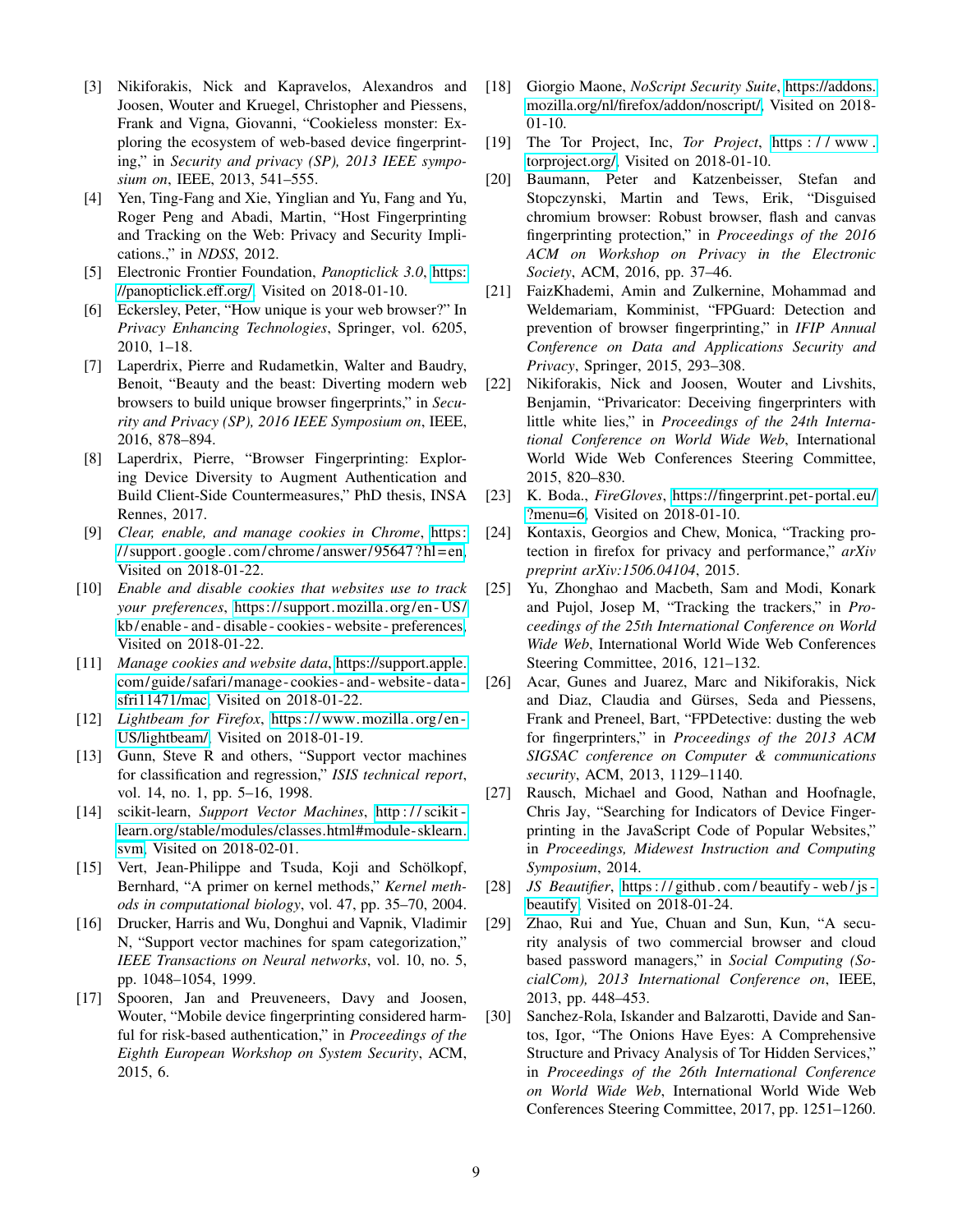[3] Nikiforakis, Nick and Kapravelos, Alexandros and Joosen, Wouter and Kruegel, Christopher and Piessens, Frank and Vigna, Giovanni, "Cookieless monster: Exploring the ecosystem of web-based device fingerprinting," in *Security and privacy (SP), 2013 IEEE symposium on*, IEEE, 2013, 541–555.

[4] Yen, Ting-Fang and Xie, Yinglian and Yu, Fang and Yu, Roger Peng and Abadi, Martin, "Host Fingerprinting and Tracking on the Web: Privacy and Security Implications.," in *NDSS*, 2012.

[5] Electronic Frontier Foundation, *Panopticlick 3.0*, https://panopticlick.eff.org/, Visited on 2018-01-10.

[6] Eckersley, Peter, "How unique is your web browser?" In *Privacy Enhancing Technologies*, Springer, vol. 6205, 2010, 1–18.

[7] Laperdrix, Pierre and Rudametkin, Walter and Baudry, Benoit, "Beauty and the beast: Diverting modern web browsers to build unique browser fingerprints," in *Security and Privacy (SP), 2016 IEEE Symposium on*, IEEE, 2016, 878–894.

[8] Laperdrix, Pierre, "Browser Fingerprinting: Exploring Device Diversity to Augment Authentication and Build Client-Side Countermeasures," PhD thesis, INSA Rennes, 2017.

[9] *Clear, enable, and manage cookies in Chrome*, https://support.google.com/chrome/answer/95647?hl=en, Visited on 2018-01-22.

[10] *Enable and disable cookies that websites use to track your preferences*, https://support.mozilla.org/en-US/kb/enable-and-disable-cookies-website-preferences, Visited on 2018-01-22.

[11] *Manage cookies and website data*, https://support.apple.com/guide/safari/manage-cookies-and-website-data-sfri11471/mac, Visited on 2018-01-22.

[12] *Lightbeam for Firefox*, https://www.mozilla.org/en-US/lightbeam/, Visited on 2018-01-19.

[13] Gunn, Steve R and others, "Support vector machines for classification and regression," *ISIS technical report*, vol. 14, no. 1, pp. 5–16, 1998.

[14] scikit-learn, *Support Vector Machines*, http://scikit-learn.org/stable/modules/classes.html#module-sklearn.svm, Visited on 2018-02-01.

[15] Vert, Jean-Philippe and Tsuda, Koji and Schölkopf, Bernhard, "A primer on kernel methods," *Kernel methods in computational biology*, vol. 47, pp. 35–70, 2004.

[16] Drucker, Harris and Wu, Donghui and Vapnik, Vladimir N, "Support vector machines for spam categorization," *IEEE Transactions on Neural networks*, vol. 10, no. 5, pp. 1048–1054, 1999.

[17] Spooren, Jan and Preuveneers, Davy and Joosen, Wouter, "Mobile device fingerprinting considered harmful for risk-based authentication," in *Proceedings of the Eighth European Workshop on System Security*, ACM, 2015, 6.

[18] Giorgio Maone, *NoScript Security Suite*, https://addons.mozilla.org/nl/firefox/addon/noscript/, Visited on 2018-01-10.

[19] The Tor Project, Inc, *Tor Project*, https://www.torproject.org/, Visited on 2018-01-10.

[20] Baumann, Peter and Katzenbeisser, Stefan and Stopczynski, Martin and Tews, Erik, "Disguised chromium browser: Robust browser, flash and canvas fingerprinting protection," in *Proceedings of the 2016 ACM on Workshop on Privacy in the Electronic Society*, ACM, 2016, pp. 37–46.

[21] FaizKhademi, Amin and Zulkernine, Mohammad and Weldemariam, Komminist, "FPGuard: Detection and prevention of browser fingerprinting," in *IFIP Annual Conference on Data and Applications Security and Privacy*, Springer, 2015, 293–308.

[22] Nikiforakis, Nick and Joosen, Wouter and Livshits, Benjamin, "Privaricator: Deceiving fingerprinters with little white lies," in *Proceedings of the 24th International Conference on World Wide Web*, International World Wide Web Conferences Steering Committee, 2015, 820–830.

[23] K. Boda., *FireGloves*, https://fingerprint.pet-portal.eu/?menu=6, Visited on 2018-01-10.

[24] Kontaxis, Georgios and Chew, Monica, "Tracking protection in firefox for privacy and performance," *arXiv preprint arXiv:1506.04104*, 2015.

[25] Yu, Zhonghao and Macbeth, Sam and Modi, Konark and Pujol, Josep M, "Tracking the trackers," in *Proceedings of the 25th International Conference on World Wide Web*, International World Wide Web Conferences Steering Committee, 2016, 121–132.

[26] Acar, Gunes and Juarez, Marc and Nikiforakis, Nick and Diaz, Claudia and Gürses, Seda and Piessens, Frank and Preneel, Bart, "FPDetective: dusting the web for fingerprinters," in *Proceedings of the 2013 ACM SIGSAC conference on Computer & communications security*, ACM, 2013, 1129–1140.

[27] Rausch, Michael and Good, Nathan and Hoofnagle, Chris Jay, "Searching for Indicators of Device Fingerprinting in the JavaScript Code of Popular Websites," in *Proceedings, Midewest Instruction and Computing Symposium*, 2014.

[28] *JS Beautifier*, https://github.com/beautify-web/js-beautify, Visited on 2018-01-24.

[29] Zhao, Rui and Yue, Chuan and Sun, Kun, "A security analysis of two commercial browser and cloud based password managers," in *Social Computing (SocialCom), 2013 International Conference on*, IEEE, 2013, pp. 448–453.

[30] Sanchez-Rola, Iskander and Balzarotti, Davide and Santos, Igor, "The Onions Have Eyes: A Comprehensive Structure and Privacy Analysis of Tor Hidden Services," in *Proceedings of the 26th International Conference on World Wide Web*, International World Wide Web Conferences Steering Committee, 2017, pp. 1251–1260.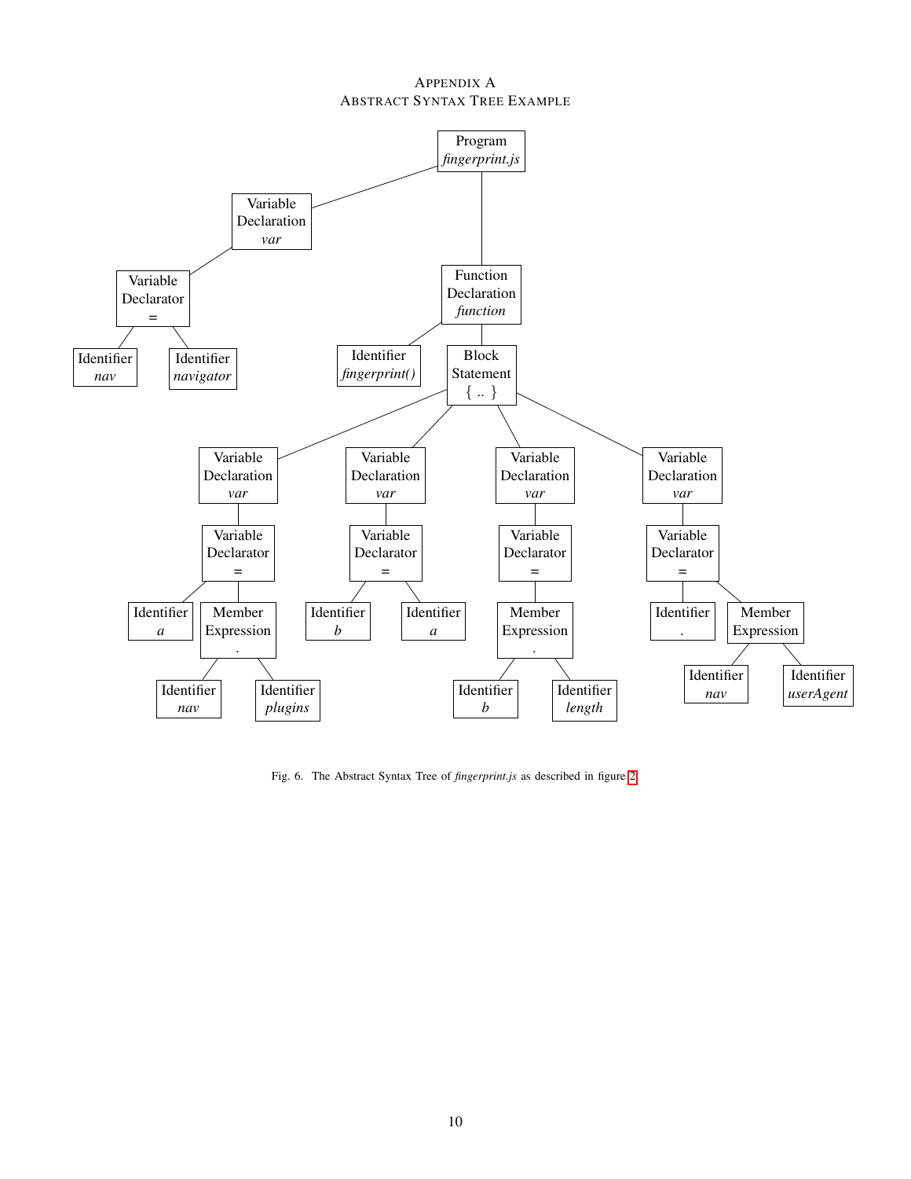# Appendix A
## Abstract Syntax Tree Example

Program *fingerprint.js*

Variable Declaration *var*

Variable Declarator =

Identifier *nav*

Identifier *navigator*

Function Declaration *function*

Identifier *fingerprint()*

Block Statement { .. }

Variable Declaration *var*

Variable Declarator =

Identifier *a*

Member Expression .

Identifier *nav*

Identifier *plugins*

Variable Declaration *var*

Variable Declarator =

Identifier *b*

Identifier *a*

Variable Declaration *var*

Variable Declarator =

Member Expression .

Identifier *b*

Identifier *length*

Variable Declaration *var*

Variable Declarator =

Identifier .

Member Expression

Identifier *nav*

Identifier *userAgent*

Fig. 6. The Abstract Syntax Tree of *fingerprint.js* as described in figure 2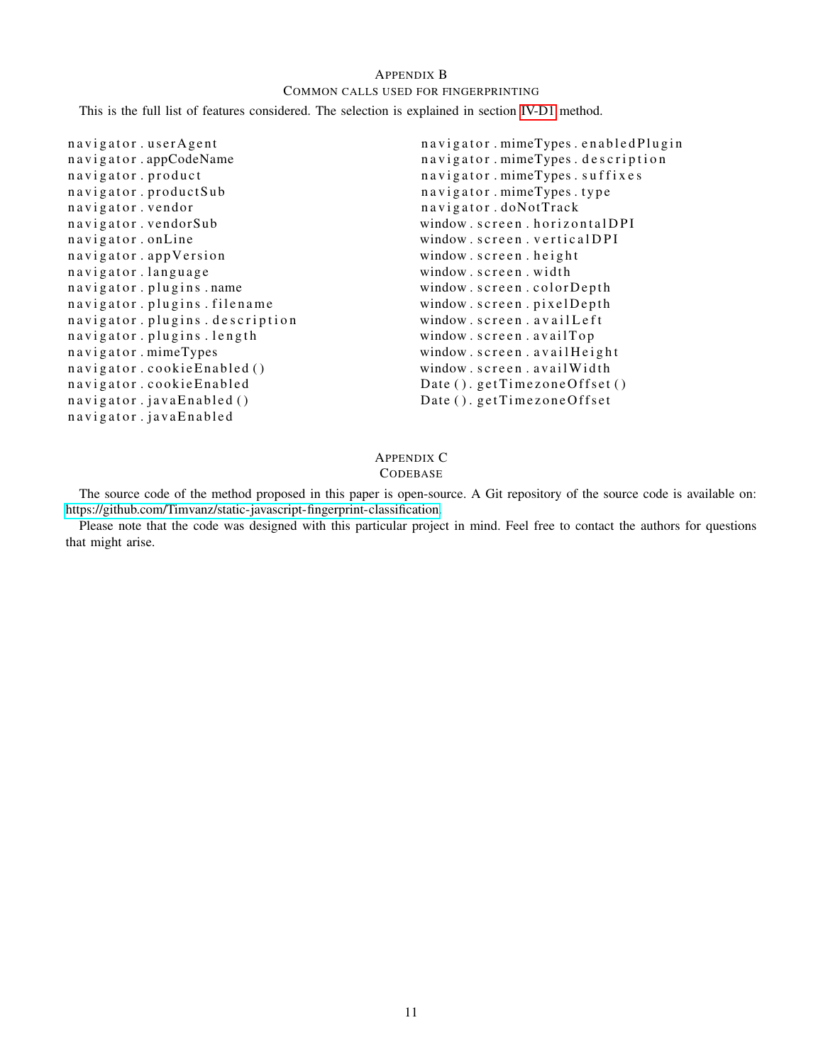## APPENDIX B
### COMMON CALLS USED FOR FINGERPRINTING

This is the full list of features considered. The selection is explained in section IV-D1 method.

```
navigator.userAgent
navigator.appCodeName
navigator.product
navigator.productSub
navigator.vendor
navigator.vendorSub
navigator.onLine
navigator.appVersion
navigator.language
navigator.plugins.name
navigator.plugins.filename
navigator.plugins.description
navigator.plugins.length
navigator.mimeTypes
navigator.cookieEnabled()
navigator.cookieEnabled
navigator.javaEnabled()
navigator.javaEnabled
navigator.mimeTypes.enabledPlugin
navigator.mimeTypes.description
navigator.mimeTypes.suffixes
navigator.mimeTypes.type
navigator.doNotTrack
window.screen.horizontalDPI
window.screen.verticalDPI
window.screen.height
window.screen.width
window.screen.colorDepth
window.screen.pixelDepth
window.screen.availLeft
window.screen.availTop
window.screen.availHeight
window.screen.availWidth
Date().getTimezoneOffset()
Date().getTimezoneOffset
```

## APPENDIX C
### CODEBASE

The source code of the method proposed in this paper is open-source. A Git repository of the source code is available on: https://github.com/Timvanz/static-javascript-fingerprint-classification.

Please note that the code was designed with this particular project in mind. Feel free to contact the authors for questions that might arise.